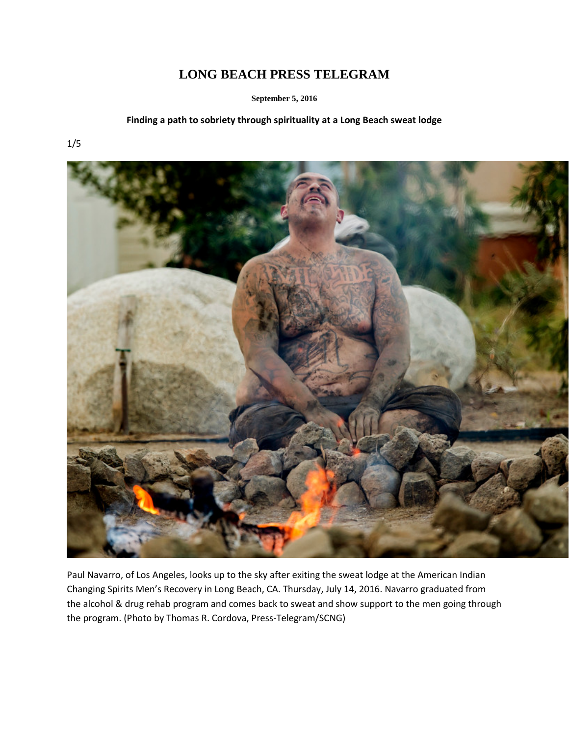# LONG BEACH PRESS TELEGRAM

**September 5, 2016**

**Finding a path to sobriety through spirituality at a Long Beach sweat lodge**

1/5

Paul Navarro, of Los Angeles, looks up to the sky after exiting the sweat lodge at the American Indian Changing Spirits Men's Recovery in Long Beach, CA. Thursday, July 14, 2016. Navarro graduated from the alcohol & drug rehab program and comes back to sweat and show support to the men going through the program. (Photo by Thomas R. Cordova, Press-Telegram/SCNG)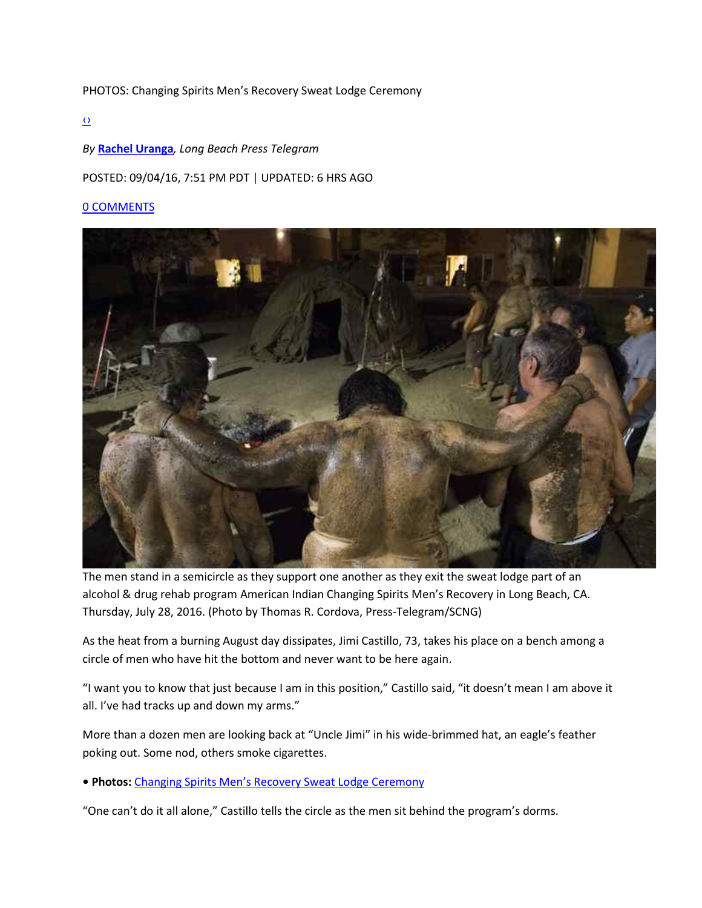PHOTOS: Changing Spirits Men's Recovery Sweat Lodge Ceremony

‹›

*By **Rachel Uranga**, Long Beach Press Telegram*

POSTED: 09/04/16, 7:51 PM PDT | UPDATED: 6 HRS AGO

0 COMMENTS

The men stand in a semicircle as they support one another as they exit the sweat lodge part of an alcohol & drug rehab program American Indian Changing Spirits Men's Recovery in Long Beach, CA. Thursday, July 28, 2016. (Photo by Thomas R. Cordova, Press-Telegram/SCNG)

As the heat from a burning August day dissipates, Jimi Castillo, 73, takes his place on a bench among a circle of men who have hit the bottom and never want to be here again.

"I want you to know that just because I am in this position," Castillo said, "it doesn't mean I am above it all. I've had tracks up and down my arms."

More than a dozen men are looking back at "Uncle Jimi" in his wide-brimmed hat, an eagle's feather poking out. Some nod, others smoke cigarettes.

• **Photos:** Changing Spirits Men's Recovery Sweat Lodge Ceremony

"One can't do it all alone," Castillo tells the circle as the men sit behind the program's dorms.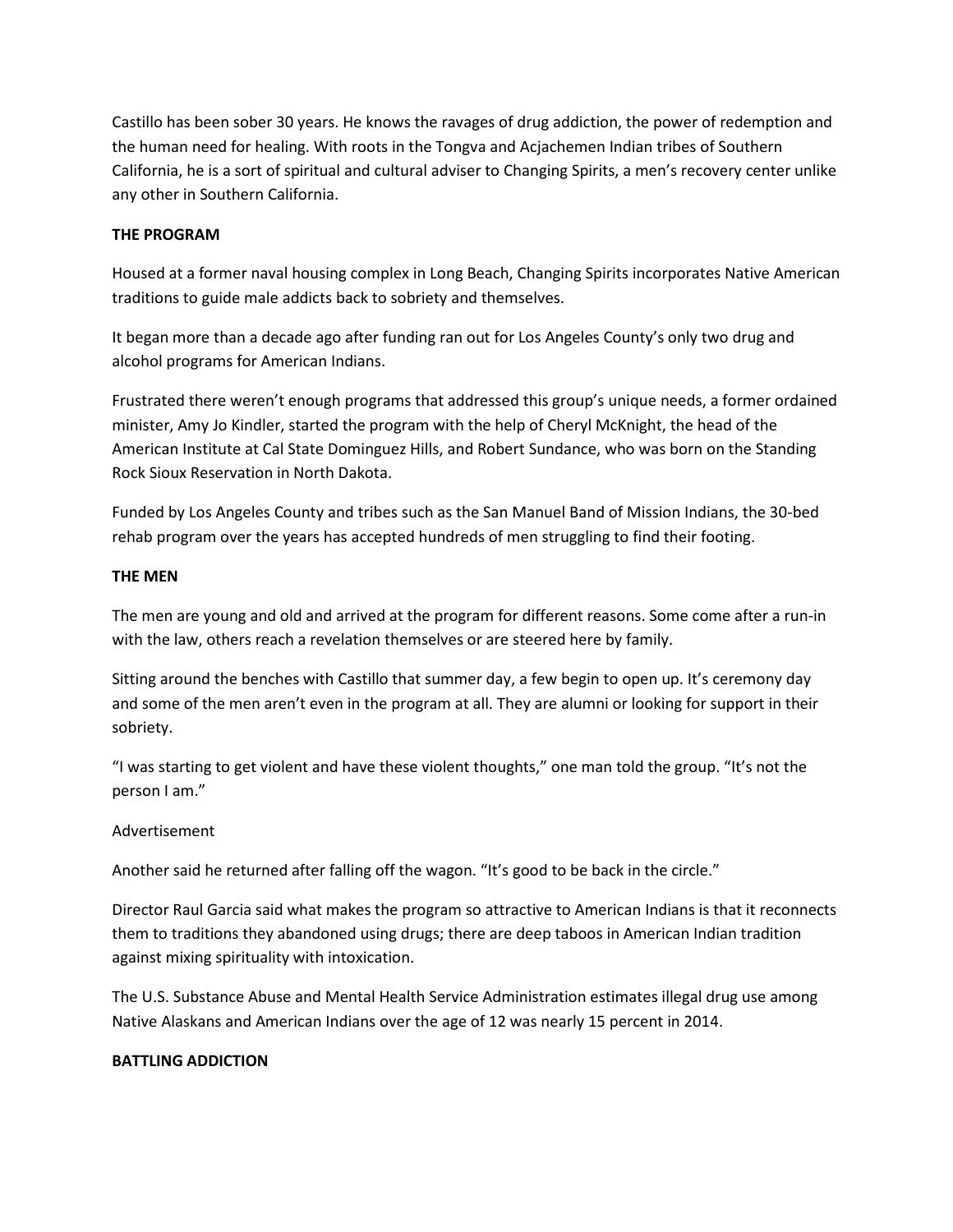Castillo has been sober 30 years. He knows the ravages of drug addiction, the power of redemption and the human need for healing. With roots in the Tongva and Acjachemen Indian tribes of Southern California, he is a sort of spiritual and cultural adviser to Changing Spirits, a men's recovery center unlike any other in Southern California.

**THE PROGRAM**

Housed at a former naval housing complex in Long Beach, Changing Spirits incorporates Native American traditions to guide male addicts back to sobriety and themselves.

It began more than a decade ago after funding ran out for Los Angeles County's only two drug and alcohol programs for American Indians.

Frustrated there weren't enough programs that addressed this group's unique needs, a former ordained minister, Amy Jo Kindler, started the program with the help of Cheryl McKnight, the head of the American Institute at Cal State Dominguez Hills, and Robert Sundance, who was born on the Standing Rock Sioux Reservation in North Dakota.

Funded by Los Angeles County and tribes such as the San Manuel Band of Mission Indians, the 30-bed rehab program over the years has accepted hundreds of men struggling to find their footing.

**THE MEN**

The men are young and old and arrived at the program for different reasons. Some come after a run-in with the law, others reach a revelation themselves or are steered here by family.

Sitting around the benches with Castillo that summer day, a few begin to open up. It's ceremony day and some of the men aren't even in the program at all. They are alumni or looking for support in their sobriety.

"I was starting to get violent and have these violent thoughts," one man told the group. "It's not the person I am."

Advertisement

Another said he returned after falling off the wagon. "It's good to be back in the circle."

Director Raul Garcia said what makes the program so attractive to American Indians is that it reconnects them to traditions they abandoned using drugs; there are deep taboos in American Indian tradition against mixing spirituality with intoxication.

The U.S. Substance Abuse and Mental Health Service Administration estimates illegal drug use among Native Alaskans and American Indians over the age of 12 was nearly 15 percent in 2014.

**BATTLING ADDICTION**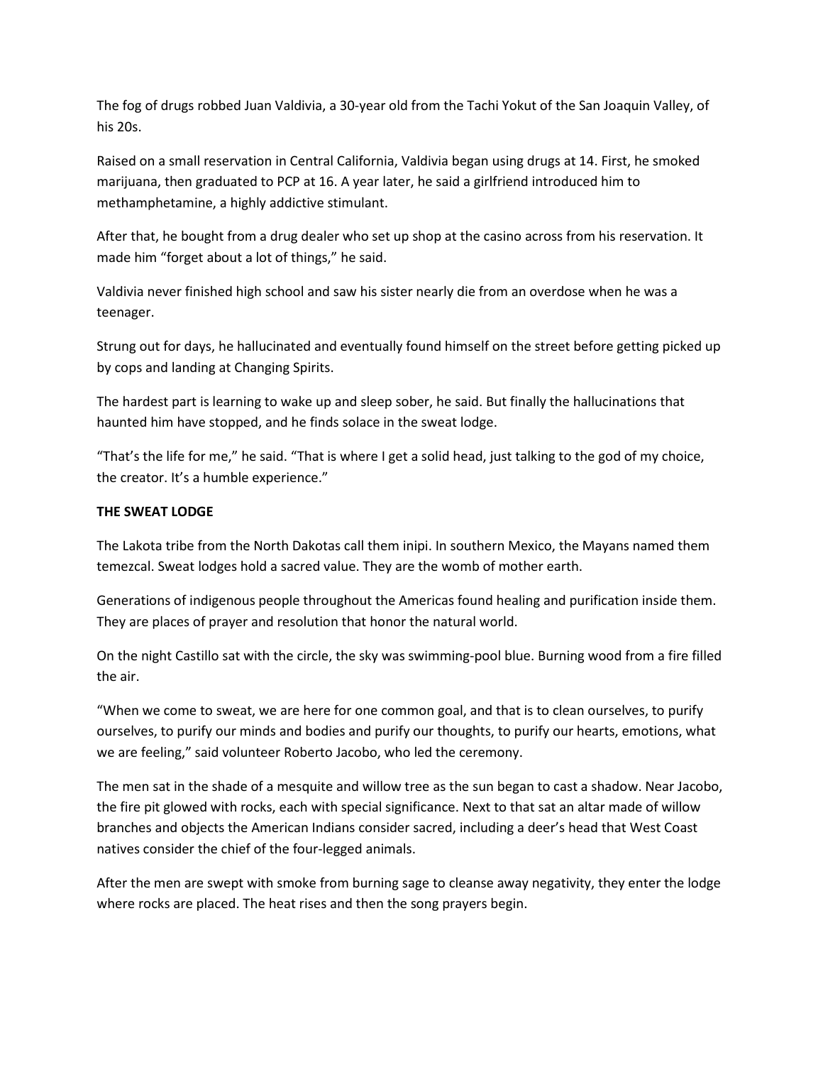The fog of drugs robbed Juan Valdivia, a 30-year old from the Tachi Yokut of the San Joaquin Valley, of his 20s.

Raised on a small reservation in Central California, Valdivia began using drugs at 14. First, he smoked marijuana, then graduated to PCP at 16. A year later, he said a girlfriend introduced him to methamphetamine, a highly addictive stimulant.

After that, he bought from a drug dealer who set up shop at the casino across from his reservation. It made him "forget about a lot of things," he said.

Valdivia never finished high school and saw his sister nearly die from an overdose when he was a teenager.

Strung out for days, he hallucinated and eventually found himself on the street before getting picked up by cops and landing at Changing Spirits.

The hardest part is learning to wake up and sleep sober, he said. But finally the hallucinations that haunted him have stopped, and he finds solace in the sweat lodge.

"That's the life for me," he said. "That is where I get a solid head, just talking to the god of my choice, the creator. It's a humble experience."

**THE SWEAT LODGE**

The Lakota tribe from the North Dakotas call them inipi. In southern Mexico, the Mayans named them temezcal. Sweat lodges hold a sacred value. They are the womb of mother earth.

Generations of indigenous people throughout the Americas found healing and purification inside them. They are places of prayer and resolution that honor the natural world.

On the night Castillo sat with the circle, the sky was swimming-pool blue. Burning wood from a fire filled the air.

"When we come to sweat, we are here for one common goal, and that is to clean ourselves, to purify ourselves, to purify our minds and bodies and purify our thoughts, to purify our hearts, emotions, what we are feeling," said volunteer Roberto Jacobo, who led the ceremony.

The men sat in the shade of a mesquite and willow tree as the sun began to cast a shadow. Near Jacobo, the fire pit glowed with rocks, each with special significance. Next to that sat an altar made of willow branches and objects the American Indians consider sacred, including a deer's head that West Coast natives consider the chief of the four-legged animals.

After the men are swept with smoke from burning sage to cleanse away negativity, they enter the lodge where rocks are placed. The heat rises and then the song prayers begin.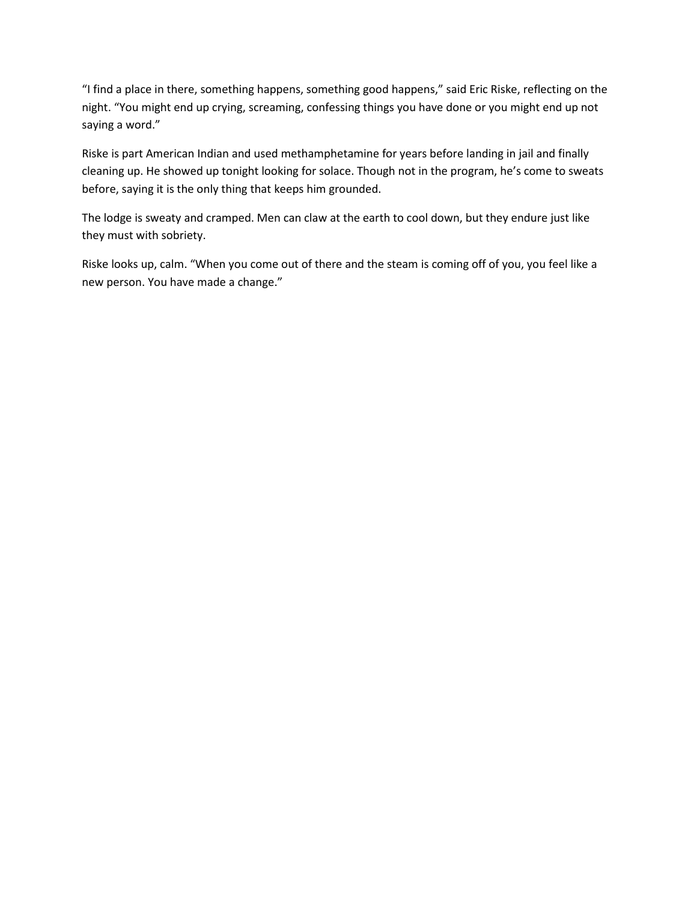"I find a place in there, something happens, something good happens," said Eric Riske, reflecting on the night. "You might end up crying, screaming, confessing things you have done or you might end up not saying a word."

Riske is part American Indian and used methamphetamine for years before landing in jail and finally cleaning up. He showed up tonight looking for solace. Though not in the program, he's come to sweats before, saying it is the only thing that keeps him grounded.

The lodge is sweaty and cramped. Men can claw at the earth to cool down, but they endure just like they must with sobriety.

Riske looks up, calm. "When you come out of there and the steam is coming off of you, you feel like a new person. You have made a change."